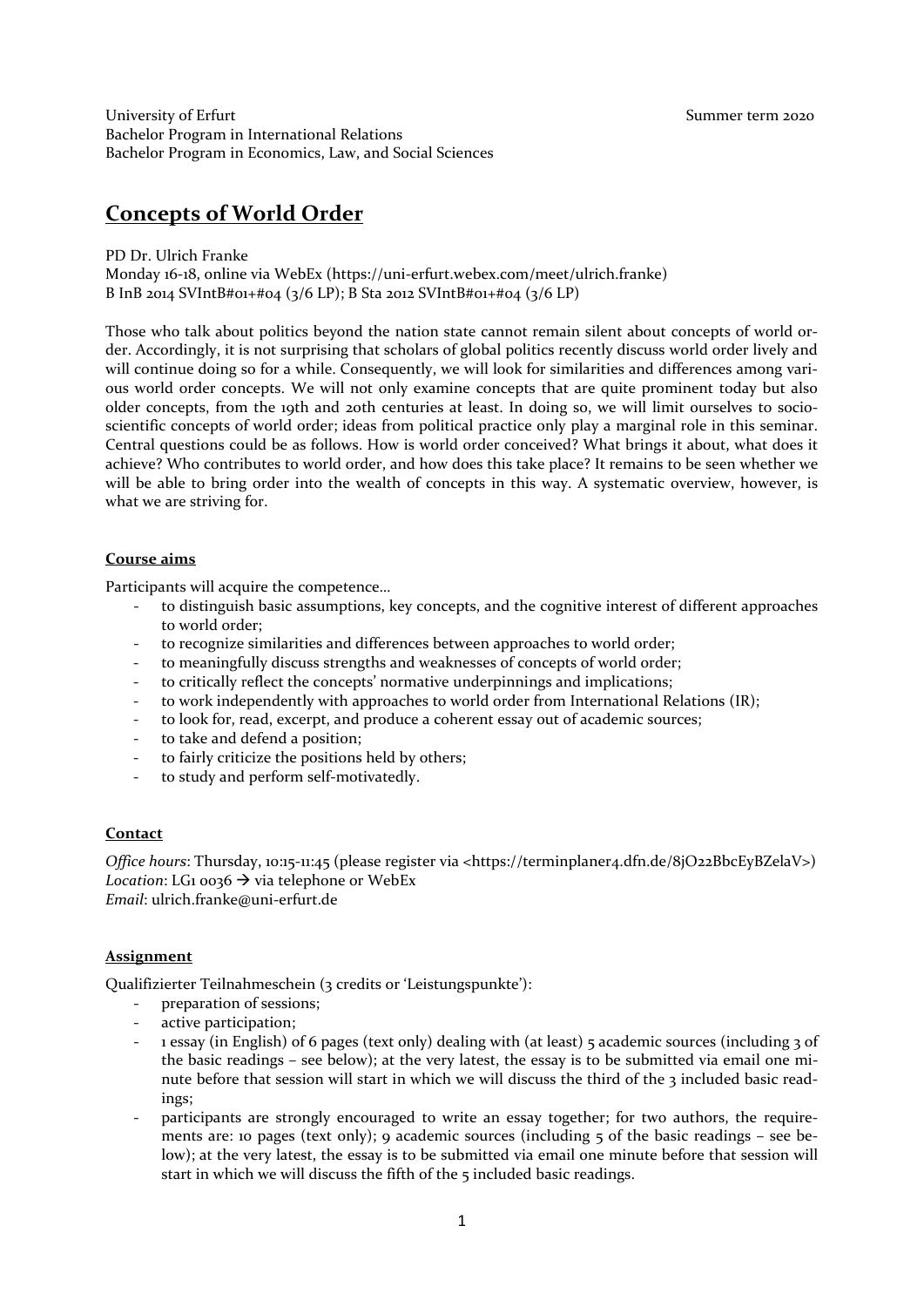University of Erfurt
Bachelor Program in International Relations
Bachelor Program in Economics, Law, and Social Sciences

Summer term 2020

# Concepts of World Order

PD Dr. Ulrich Franke
Monday 16-18, online via WebEx (https://uni-erfurt.webex.com/meet/ulrich.franke)
B InB 2014 SVIntB#01+#04 (3/6 LP); B Sta 2012 SVIntB#01+#04 (3/6 LP)

Those who talk about politics beyond the nation state cannot remain silent about concepts of world order. Accordingly, it is not surprising that scholars of global politics recently discuss world order lively and will continue doing so for a while. Consequently, we will look for similarities and differences among various world order concepts. We will not only examine concepts that are quite prominent today but also older concepts, from the 19th and 20th centuries at least. In doing so, we will limit ourselves to socio-scientific concepts of world order; ideas from political practice only play a marginal role in this seminar. Central questions could be as follows. How is world order conceived? What brings it about, what does it achieve? Who contributes to world order, and how does this take place? It remains to be seen whether we will be able to bring order into the wealth of concepts in this way. A systematic overview, however, is what we are striving for.

## Course aims

Participants will acquire the competence…

- to distinguish basic assumptions, key concepts, and the cognitive interest of different approaches to world order;
- to recognize similarities and differences between approaches to world order;
- to meaningfully discuss strengths and weaknesses of concepts of world order;
- to critically reflect the concepts' normative underpinnings and implications;
- to work independently with approaches to world order from International Relations (IR);
- to look for, read, excerpt, and produce a coherent essay out of academic sources;
- to take and defend a position;
- to fairly criticize the positions held by others;
- to study and perform self-motivatedly.

## Contact

*Office hours*: Thursday, 10:15-11:45 (please register via <https://terminplaner4.dfn.de/8jO22BbcEyBZelaV>)
*Location*: LG1 0036 → via telephone or WebEx
*Email*: ulrich.franke@uni-erfurt.de

## Assignment

Qualifizierter Teilnahmeschein (3 credits or 'Leistungspunkte'):

- preparation of sessions;
- active participation;
- 1 essay (in English) of 6 pages (text only) dealing with (at least) 5 academic sources (including 3 of the basic readings – see below); at the very latest, the essay is to be submitted via email one minute before that session will start in which we will discuss the third of the 3 included basic readings;
- participants are strongly encouraged to write an essay together; for two authors, the requirements are: 10 pages (text only); 9 academic sources (including 5 of the basic readings – see below); at the very latest, the essay is to be submitted via email one minute before that session will start in which we will discuss the fifth of the 5 included basic readings.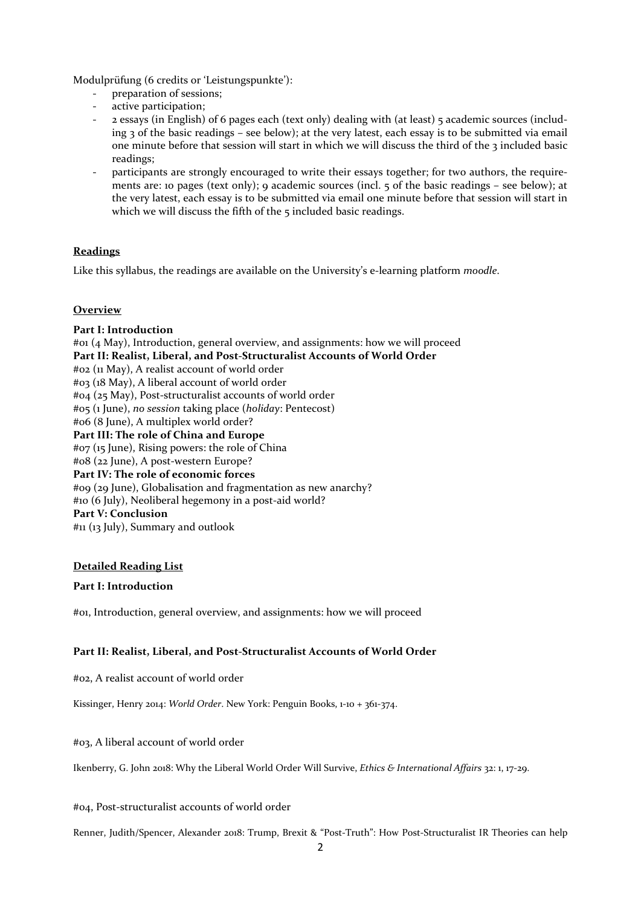Modulprüfung (6 credits or 'Leistungspunkte'):

- preparation of sessions;
- active participation;
- 2 essays (in English) of 6 pages each (text only) dealing with (at least) 5 academic sources (including 3 of the basic readings – see below); at the very latest, each essay is to be submitted via email one minute before that session will start in which we will discuss the third of the 3 included basic readings;
- participants are strongly encouraged to write their essays together; for two authors, the requirements are: 10 pages (text only); 9 academic sources (incl. 5 of the basic readings – see below); at the very latest, each essay is to be submitted via email one minute before that session will start in which we will discuss the fifth of the 5 included basic readings.

## Readings

Like this syllabus, the readings are available on the University's e-learning platform *moodle*.

## Overview

**Part I: Introduction**
#01 (4 May), Introduction, general overview, and assignments: how we will proceed
**Part II: Realist, Liberal, and Post-Structuralist Accounts of World Order**
#02 (11 May), A realist account of world order
#03 (18 May), A liberal account of world order
#04 (25 May), Post-structuralist accounts of world order
#05 (1 June), *no session* taking place (*holiday*: Pentecost)
#06 (8 June), A multiplex world order?
**Part III: The role of China and Europe**
#07 (15 June), Rising powers: the role of China
#08 (22 June), A post-western Europe?
**Part IV: The role of economic forces**
#09 (29 June), Globalisation and fragmentation as new anarchy?
#10 (6 July), Neoliberal hegemony in a post-aid world?
**Part V: Conclusion**
#11 (13 July), Summary and outlook

## Detailed Reading List

### Part I: Introduction

#01, Introduction, general overview, and assignments: how we will proceed

### Part II: Realist, Liberal, and Post-Structuralist Accounts of World Order

#02, A realist account of world order

Kissinger, Henry 2014: *World Order*. New York: Penguin Books, 1-10 + 361-374.

#03, A liberal account of world order

Ikenberry, G. John 2018: Why the Liberal World Order Will Survive, *Ethics & International Affairs* 32: 1, 17-29.

#04, Post-structuralist accounts of world order

Renner, Judith/Spencer, Alexander 2018: Trump, Brexit & "Post-Truth": How Post-Structuralist IR Theories can help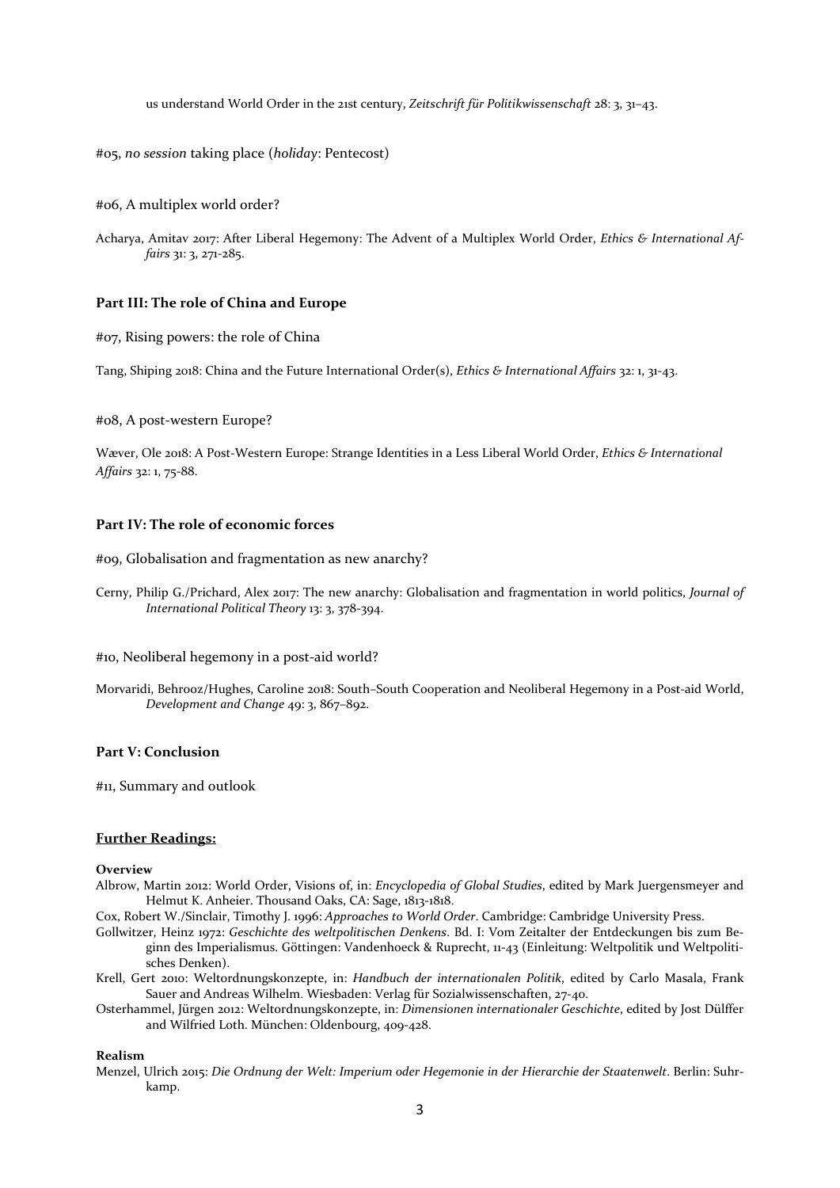us understand World Order in the 21st century, *Zeitschrift für Politikwissenschaft* 28: 3, 31–43.

#05, *no session* taking place (*holiday*: Pentecost)

#06, A multiplex world order?

Acharya, Amitav 2017: After Liberal Hegemony: The Advent of a Multiplex World Order, *Ethics & International Affairs* 31: 3, 271-285.

### Part III: The role of China and Europe

#07, Rising powers: the role of China

Tang, Shiping 2018: China and the Future International Order(s), *Ethics & International Affairs* 32: 1, 31-43.

#08, A post-western Europe?

Wæver, Ole 2018: A Post-Western Europe: Strange Identities in a Less Liberal World Order, *Ethics & International Affairs* 32: 1, 75-88.

### Part IV: The role of economic forces

#09, Globalisation and fragmentation as new anarchy?

Cerny, Philip G./Prichard, Alex 2017: The new anarchy: Globalisation and fragmentation in world politics, *Journal of International Political Theory* 13: 3, 378-394.

#10, Neoliberal hegemony in a post-aid world?

Morvaridi, Behrooz/Hughes, Caroline 2018: South–South Cooperation and Neoliberal Hegemony in a Post-aid World, *Development and Change* 49: 3, 867–892.

### Part V: Conclusion

#11, Summary and outlook

## Further Readings:

**Overview**

Albrow, Martin 2012: World Order, Visions of, in: *Encyclopedia of Global Studies*, edited by Mark Juergensmeyer and Helmut K. Anheier. Thousand Oaks, CA: Sage, 1813-1818.

Cox, Robert W./Sinclair, Timothy J. 1996: *Approaches to World Order*. Cambridge: Cambridge University Press.

Gollwitzer, Heinz 1972: *Geschichte des weltpolitischen Denkens*. Bd. I: Vom Zeitalter der Entdeckungen bis zum Beginn des Imperialismus. Göttingen: Vandenhoeck & Ruprecht, 11-43 (Einleitung: Weltpolitik und Weltpolitisches Denken).

Krell, Gert 2010: Weltordnungskonzepte, in: *Handbuch der internationalen Politik*, edited by Carlo Masala, Frank Sauer and Andreas Wilhelm. Wiesbaden: Verlag für Sozialwissenschaften, 27-40.

Osterhammel, Jürgen 2012: Weltordnungskonzepte, in: *Dimensionen internationaler Geschichte*, edited by Jost Dülffer and Wilfried Loth. München: Oldenbourg, 409-428.

**Realism**

Menzel, Ulrich 2015: *Die Ordnung der Welt: Imperium oder Hegemonie in der Hierarchie der Staatenwelt*. Berlin: Suhrkamp.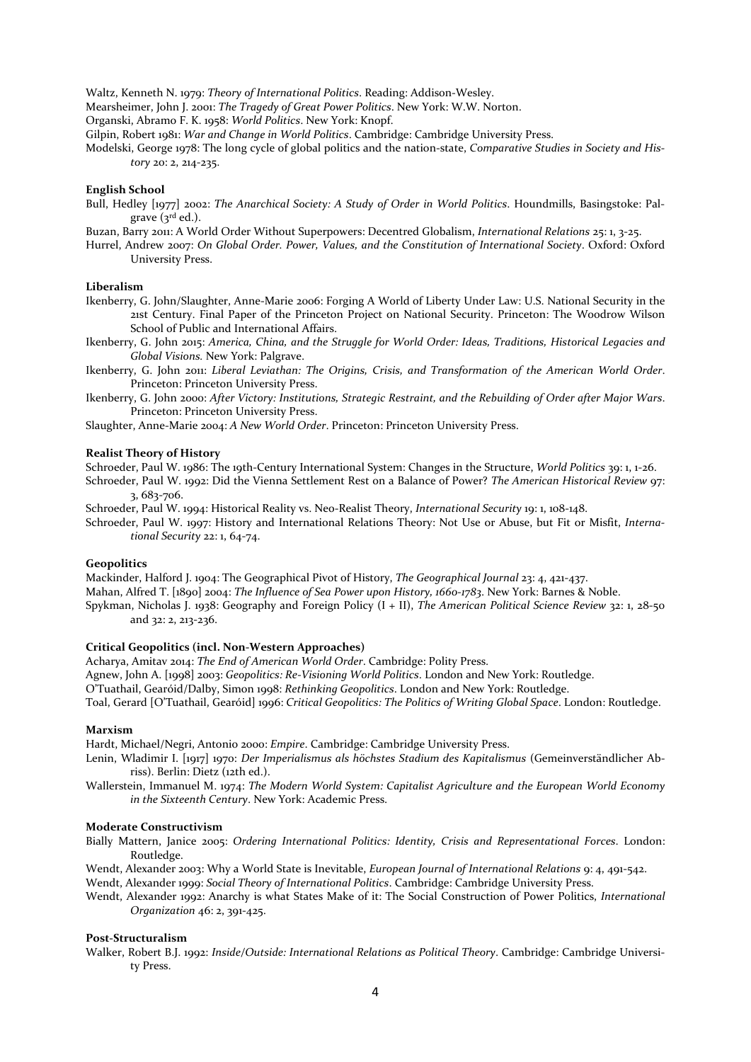Waltz, Kenneth N. 1979: *Theory of International Politics*. Reading: Addison-Wesley.

Mearsheimer, John J. 2001: *The Tragedy of Great Power Politics*. New York: W.W. Norton.

Organski, Abramo F. K. 1958: *World Politics*. New York: Knopf.

Gilpin, Robert 1981: *War and Change in World Politics*. Cambridge: Cambridge University Press.

Modelski, George 1978: The long cycle of global politics and the nation-state, *Comparative Studies in Society and History* 20: 2, 214-235.

**English School**

Bull, Hedley [1977] 2002: *The Anarchical Society: A Study of Order in World Politics*. Houndmills, Basingstoke: Palgrave (3rd ed.).

Buzan, Barry 2011: A World Order Without Superpowers: Decentred Globalism, *International Relations* 25: 1, 3-25.

Hurrel, Andrew 2007: *On Global Order. Power, Values, and the Constitution of International Society*. Oxford: Oxford University Press.

**Liberalism**

Ikenberry, G. John/Slaughter, Anne-Marie 2006: Forging A World of Liberty Under Law: U.S. National Security in the 21st Century. Final Paper of the Princeton Project on National Security. Princeton: The Woodrow Wilson School of Public and International Affairs.

Ikenberry, G. John 2015: *America, China, and the Struggle for World Order: Ideas, Traditions, Historical Legacies and Global Visions.* New York: Palgrave.

Ikenberry, G. John 2011: *Liberal Leviathan: The Origins, Crisis, and Transformation of the American World Order*. Princeton: Princeton University Press.

Ikenberry, G. John 2000: *After Victory: Institutions, Strategic Restraint, and the Rebuilding of Order after Major Wars*. Princeton: Princeton University Press.

Slaughter, Anne-Marie 2004: *A New World Order*. Princeton: Princeton University Press.

**Realist Theory of History**

Schroeder, Paul W. 1986: The 19th-Century International System: Changes in the Structure, *World Politics* 39: 1, 1-26.

Schroeder, Paul W. 1992: Did the Vienna Settlement Rest on a Balance of Power? *The American Historical Review* 97: 3, 683-706.

Schroeder, Paul W. 1994: Historical Reality vs. Neo-Realist Theory, *International Security* 19: 1, 108-148.

Schroeder, Paul W. 1997: History and International Relations Theory: Not Use or Abuse, but Fit or Misfit, *International Security* 22: 1, 64-74.

**Geopolitics**

Mackinder, Halford J. 1904: The Geographical Pivot of History, *The Geographical Journal* 23: 4, 421-437.

Mahan, Alfred T. [1890] 2004: *The Influence of Sea Power upon History, 1660-1783*. New York: Barnes & Noble.

Spykman, Nicholas J. 1938: Geography and Foreign Policy (I + II), *The American Political Science Review* 32: 1, 28-50 and 32: 2, 213-236.

**Critical Geopolitics (incl. Non-Western Approaches)**

Acharya, Amitav 2014: *The End of American World Order*. Cambridge: Polity Press.

Agnew, John A. [1998] 2003: *Geopolitics: Re-Visioning World Politics*. London and New York: Routledge.

O'Tuathail, Gearóid/Dalby, Simon 1998: *Rethinking Geopolitics*. London and New York: Routledge.

Toal, Gerard [O'Tuathail, Gearóid] 1996: *Critical Geopolitics: The Politics of Writing Global Space*. London: Routledge.

**Marxism**

Hardt, Michael/Negri, Antonio 2000: *Empire*. Cambridge: Cambridge University Press.

Lenin, Wladimir I. [1917] 1970: *Der Imperialismus als höchstes Stadium des Kapitalismus* (Gemeinverständlicher Abriss). Berlin: Dietz (12th ed.).

Wallerstein, Immanuel M. 1974: *The Modern World System: Capitalist Agriculture and the European World Economy in the Sixteenth Century*. New York: Academic Press.

**Moderate Constructivism**

Bially Mattern, Janice 2005: *Ordering International Politics: Identity, Crisis and Representational Forces*. London: Routledge.

Wendt, Alexander 2003: Why a World State is Inevitable, *European Journal of International Relations* 9: 4, 491-542.

Wendt, Alexander 1999: *Social Theory of International Politics*. Cambridge: Cambridge University Press.

Wendt, Alexander 1992: Anarchy is what States Make of it: The Social Construction of Power Politics, *International Organization* 46: 2, 391-425.

**Post-Structuralism**

Walker, Robert B.J. 1992: *Inside/Outside: International Relations as Political Theory*. Cambridge: Cambridge University Press.